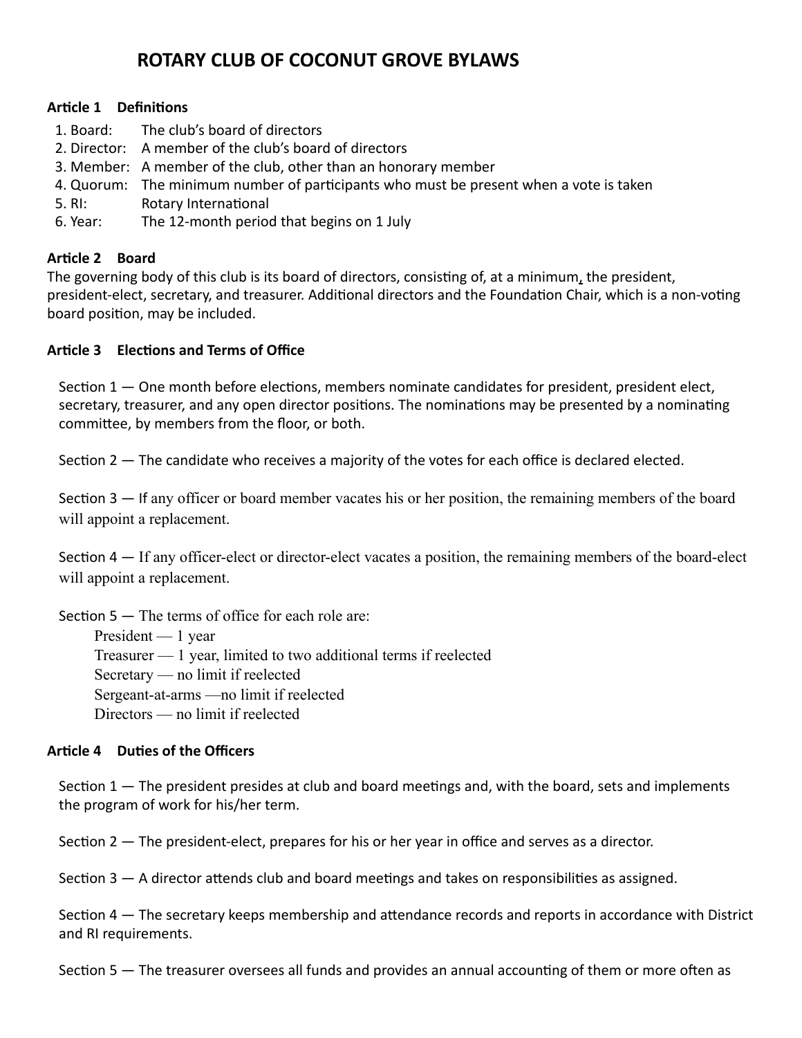# ROTARY CLUB OF COCONUT GROVE BYLAWS

**Article 1 Definitions**

1. Board: The club's board of directors
2. Director: A member of the club's board of directors
3. Member: A member of the club, other than an honorary member
4. Quorum: The minimum number of participants who must be present when a vote is taken
5. RI: Rotary International
6. Year: The 12-month period that begins on 1 July

**Article 2 Board**

The governing body of this club is its board of directors, consisting of, at a minimum, the president, president-elect, secretary, and treasurer. Additional directors and the Foundation Chair, which is a non-voting board position, may be included.

**Article 3 Elections and Terms of Office**

Section 1 — One month before elections, members nominate candidates for president, president elect, secretary, treasurer, and any open director positions. The nominations may be presented by a nominating committee, by members from the floor, or both.

Section 2 — The candidate who receives a majority of the votes for each office is declared elected.

Section 3 — If any officer or board member vacates his or her position, the remaining members of the board will appoint a replacement.

Section 4 — If any officer-elect or director-elect vacates a position, the remaining members of the board-elect will appoint a replacement.

Section 5 — The terms of office for each role are:

President — 1 year
Treasurer — 1 year, limited to two additional terms if reelected
Secretary — no limit if reelected
Sergeant-at-arms —no limit if reelected
Directors — no limit if reelected

**Article 4 Duties of the Officers**

Section 1 — The president presides at club and board meetings and, with the board, sets and implements the program of work for his/her term.

Section 2 — The president-elect, prepares for his or her year in office and serves as a director.

Section 3 — A director attends club and board meetings and takes on responsibilities as assigned.

Section 4 — The secretary keeps membership and attendance records and reports in accordance with District and RI requirements.

Section 5 — The treasurer oversees all funds and provides an annual accounting of them or more often as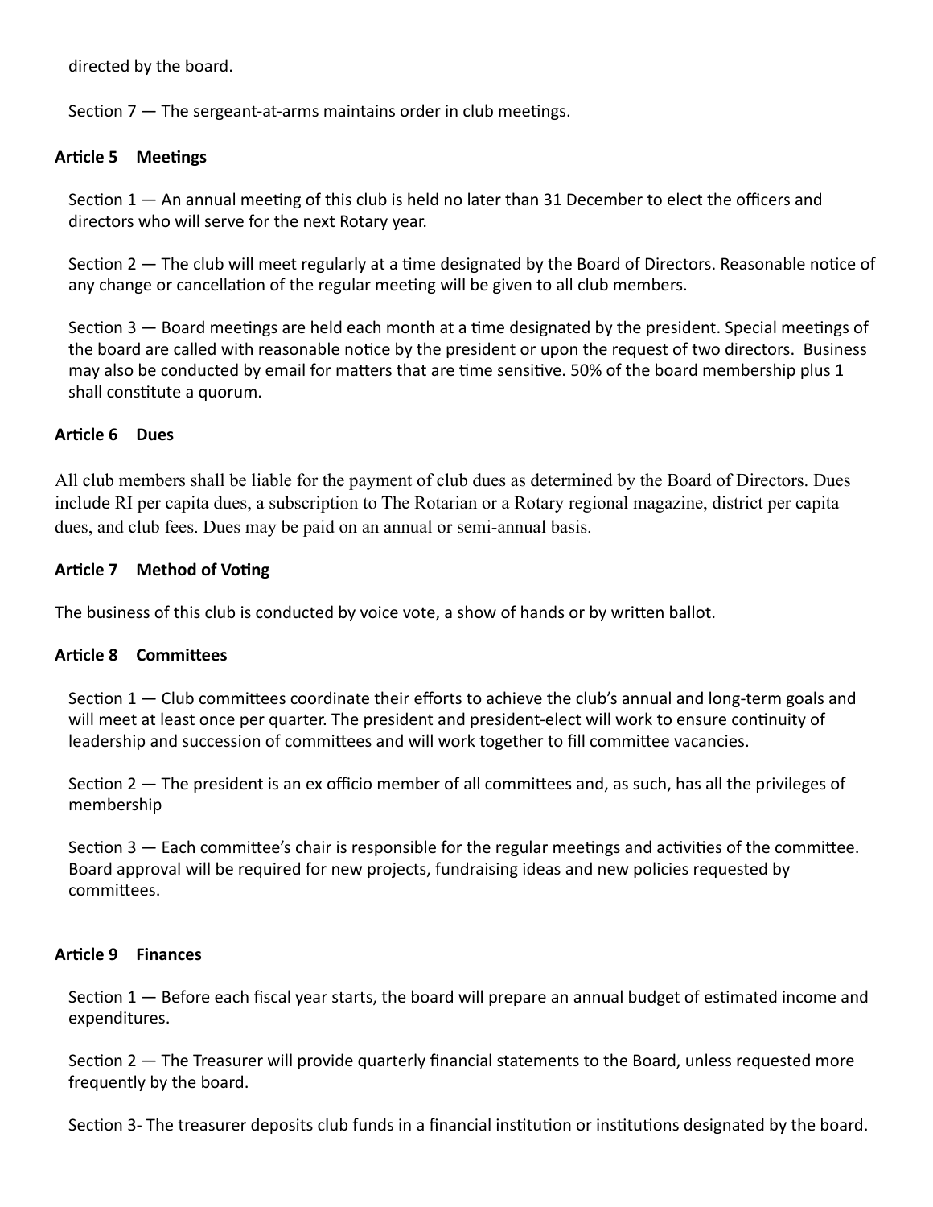directed by the board.

Section 7 — The sergeant-at-arms maintains order in club meetings.

### Article 5 Meetings

Section 1 — An annual meeting of this club is held no later than 31 December to elect the officers and directors who will serve for the next Rotary year.

Section 2 — The club will meet regularly at a time designated by the Board of Directors. Reasonable notice of any change or cancellation of the regular meeting will be given to all club members.

Section 3 — Board meetings are held each month at a time designated by the president. Special meetings of the board are called with reasonable notice by the president or upon the request of two directors. Business may also be conducted by email for matters that are time sensitive. 50% of the board membership plus 1 shall constitute a quorum.

### Article 6 Dues

All club members shall be liable for the payment of club dues as determined by the Board of Directors. Dues include RI per capita dues, a subscription to The Rotarian or a Rotary regional magazine, district per capita dues, and club fees. Dues may be paid on an annual or semi-annual basis.

### Article 7 Method of Voting

The business of this club is conducted by voice vote, a show of hands or by written ballot.

### Article 8 Committees

Section 1 — Club committees coordinate their efforts to achieve the club's annual and long-term goals and will meet at least once per quarter. The president and president-elect will work to ensure continuity of leadership and succession of committees and will work together to fill committee vacancies.

Section 2 — The president is an ex officio member of all committees and, as such, has all the privileges of membership

Section 3 — Each committee's chair is responsible for the regular meetings and activities of the committee. Board approval will be required for new projects, fundraising ideas and new policies requested by committees.

### Article 9 Finances

Section 1 — Before each fiscal year starts, the board will prepare an annual budget of estimated income and expenditures.

Section 2 — The Treasurer will provide quarterly financial statements to the Board, unless requested more frequently by the board.

Section 3- The treasurer deposits club funds in a financial institution or institutions designated by the board.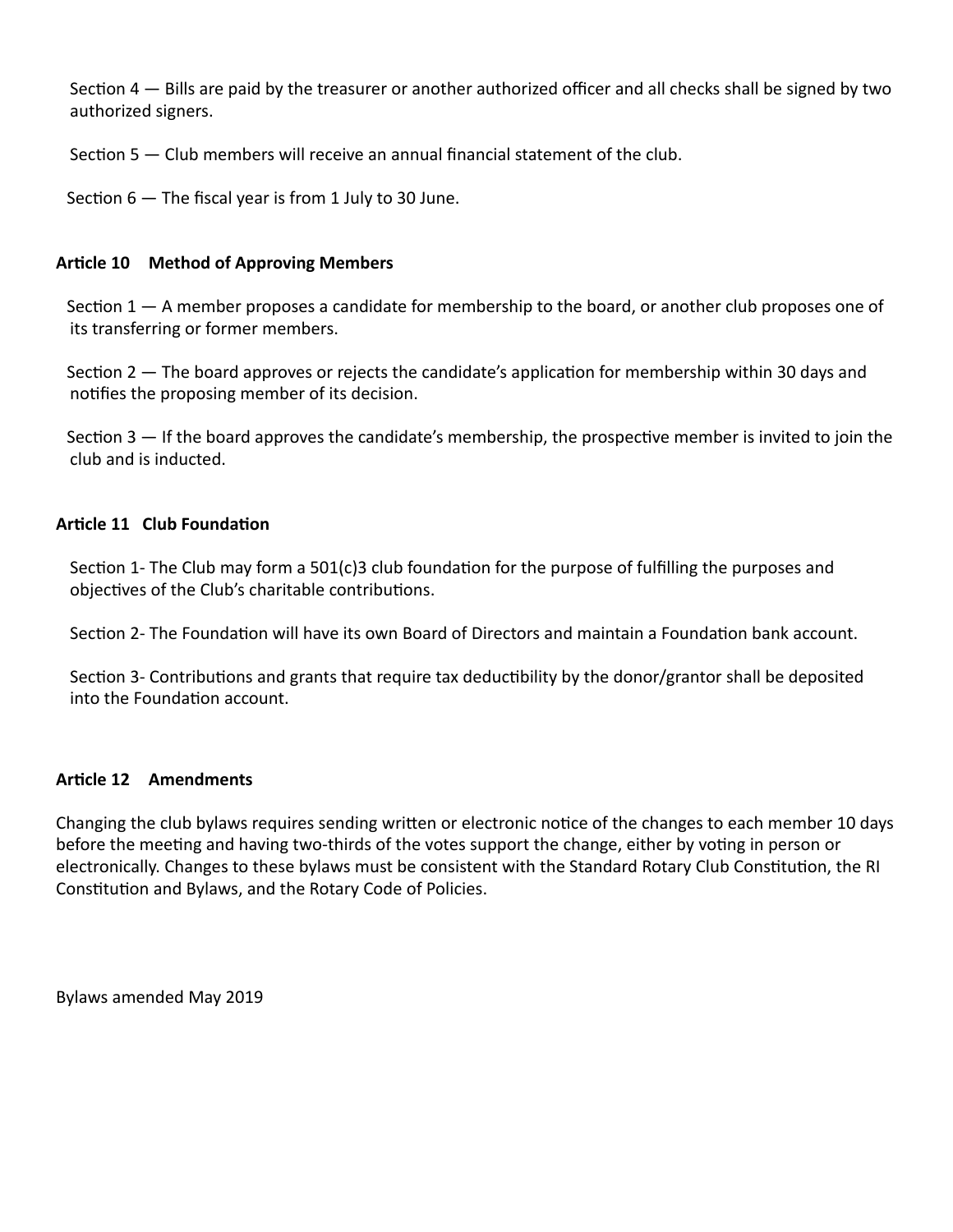Section 4 — Bills are paid by the treasurer or another authorized officer and all checks shall be signed by two authorized signers.

Section 5 — Club members will receive an annual financial statement of the club.

Section 6 — The fiscal year is from 1 July to 30 June.

**Article 10 Method of Approving Members**

Section 1 — A member proposes a candidate for membership to the board, or another club proposes one of its transferring or former members.

Section 2 — The board approves or rejects the candidate's application for membership within 30 days and notifies the proposing member of its decision.

Section 3 — If the board approves the candidate's membership, the prospective member is invited to join the club and is inducted.

**Article 11 Club Foundation**

Section 1- The Club may form a 501(c)3 club foundation for the purpose of fulfilling the purposes and objectives of the Club's charitable contributions.

Section 2- The Foundation will have its own Board of Directors and maintain a Foundation bank account.

Section 3- Contributions and grants that require tax deductibility by the donor/grantor shall be deposited into the Foundation account.

**Article 12 Amendments**

Changing the club bylaws requires sending written or electronic notice of the changes to each member 10 days before the meeting and having two-thirds of the votes support the change, either by voting in person or electronically. Changes to these bylaws must be consistent with the Standard Rotary Club Constitution, the RI Constitution and Bylaws, and the Rotary Code of Policies.

Bylaws amended May 2019